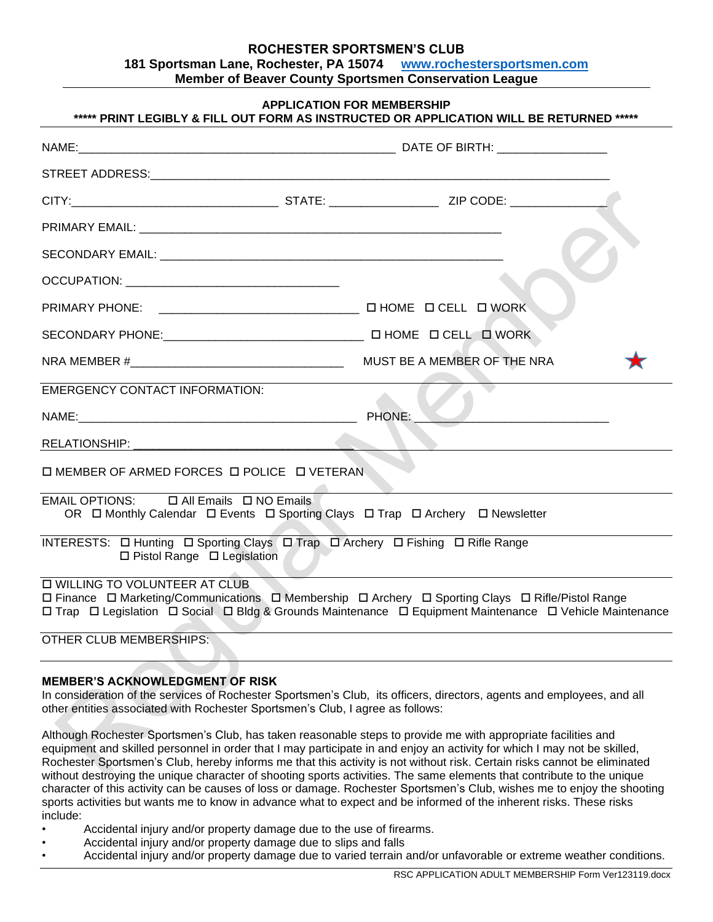# ROCHESTER SPORTSMEN'S CLUB

**181 Sportsman Lane, Rochester, PA 15074 www.rochestersportsmen.com**

**Member of Beaver County Sportsmen Conservation League**

## APPLICATION FOR MEMBERSHIP

**\*\*\*\*\* PRINT LEGIBLY & FILL OUT FORM AS INSTRUCTED OR APPLICATION WILL BE RETURNED \*\*\*\*\***

NAME:__________________________________________________ DATE OF BIRTH: ________________

STREET ADDRESS:_________________________________________________________________________

CITY:_______________________________ STATE: ________________ ZIP CODE: ______________

PRIMARY EMAIL: ________________________________________________________

SECONDARY EMAIL: _____________________________________________________

OCCUPATION: _________________________________

PRIMARY PHONE: _______________________________ ☐ HOME ☐ CELL ☐ WORK

SECONDARY PHONE:_______________________________ ☐ HOME ☐ CELL ☐ WORK

NRA MEMBER #_________________________________ MUST BE A MEMBER OF THE NRA ★

EMERGENCY CONTACT INFORMATION:

NAME:___________________________________________ PHONE: ____________________________

RELATIONSHIP: _________________________________

☐ MEMBER OF ARMED FORCES ☐ POLICE ☐ VETERAN

EMAIL OPTIONS: ☐ All Emails ☐ NO Emails
OR ☐ Monthly Calendar ☐ Events ☐ Sporting Clays ☐ Trap ☐ Archery ☐ Newsletter

INTERESTS: ☐ Hunting ☐ Sporting Clays ☐ Trap ☐ Archery ☐ Fishing ☐ Rifle Range
☐ Pistol Range ☐ Legislation

☐ WILLING TO VOLUNTEER AT CLUB
☐ Finance ☐ Marketing/Communications ☐ Membership ☐ Archery ☐ Sporting Clays ☐ Rifle/Pistol Range
☐ Trap ☐ Legislation ☐ Social ☐ Bldg & Grounds Maintenance ☐ Equipment Maintenance ☐ Vehicle Maintenance

OTHER CLUB MEMBERSHIPS:

### MEMBER'S ACKNOWLEDGMENT OF RISK

In consideration of the services of Rochester Sportsmen's Club, its officers, directors, agents and employees, and all other entities associated with Rochester Sportsmen's Club, I agree as follows:

Although Rochester Sportsmen's Club, has taken reasonable steps to provide me with appropriate facilities and equipment and skilled personnel in order that I may participate in and enjoy an activity for which I may not be skilled, Rochester Sportsmen's Club, hereby informs me that this activity is not without risk. Certain risks cannot be eliminated without destroying the unique character of shooting sports activities. The same elements that contribute to the unique character of this activity can be causes of loss or damage. Rochester Sportsmen's Club, wishes me to enjoy the shooting sports activities but wants me to know in advance what to expect and be informed of the inherent risks. These risks include:

- Accidental injury and/or property damage due to the use of firearms.
- Accidental injury and/or property damage due to slips and falls
- Accidental injury and/or property damage due to varied terrain and/or unfavorable or extreme weather conditions.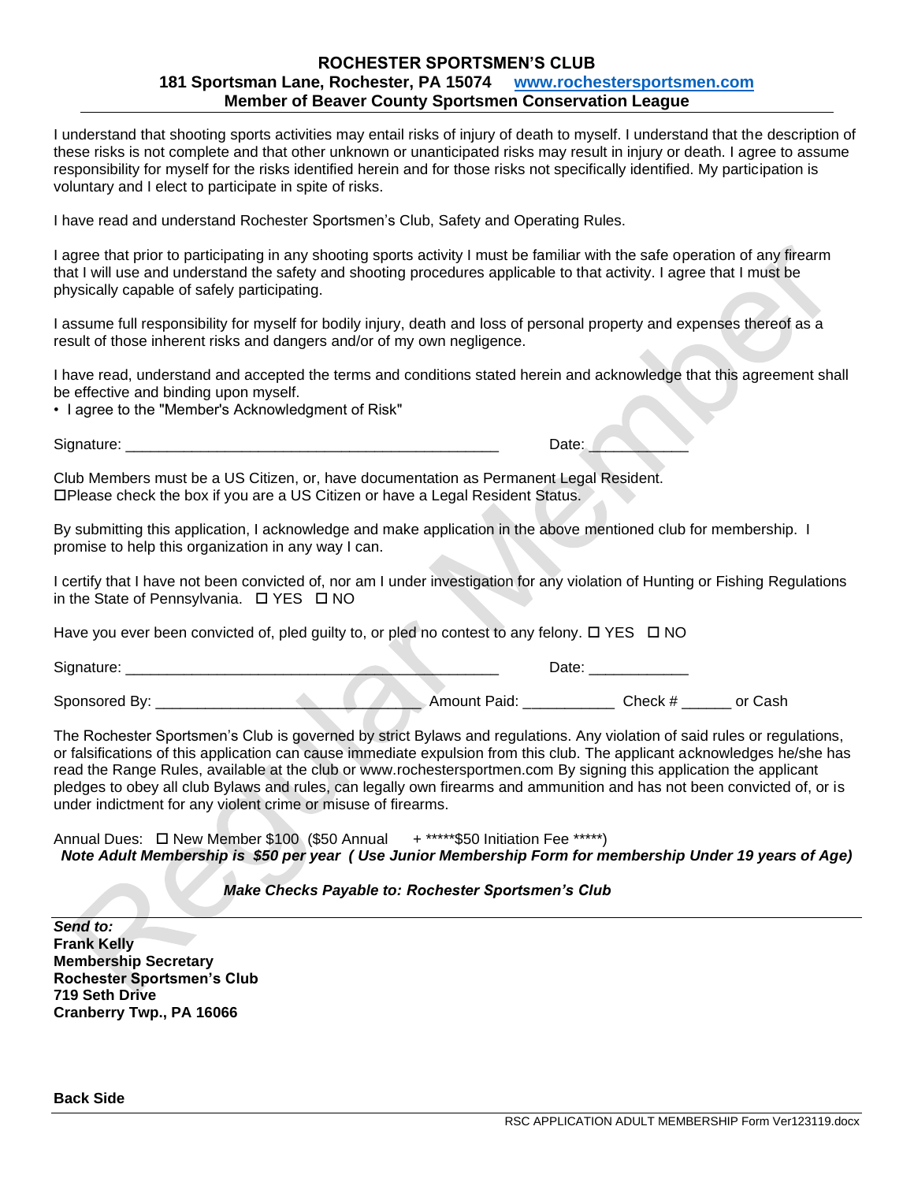**ROCHESTER SPORTSMEN'S CLUB**
**181 Sportsman Lane, Rochester, PA 15074 [www.rochestersportsmen.com](http://www.rochestersportsmen.com)**
**Member of Beaver County Sportsmen Conservation League**

I understand that shooting sports activities may entail risks of injury of death to myself. I understand that the description of these risks is not complete and that other unknown or unanticipated risks may result in injury or death. I agree to assume responsibility for myself for the risks identified herein and for those risks not specifically identified. My participation is voluntary and I elect to participate in spite of risks.

I have read and understand Rochester Sportsmen's Club, Safety and Operating Rules.

I agree that prior to participating in any shooting sports activity I must be familiar with the safe operation of any firearm that I will use and understand the safety and shooting procedures applicable to that activity. I agree that I must be physically capable of safely participating.

I assume full responsibility for myself for bodily injury, death and loss of personal property and expenses thereof as a result of those inherent risks and dangers and/or of my own negligence.

I have read, understand and accepted the terms and conditions stated herein and acknowledge that this agreement shall be effective and binding upon myself.

- I agree to the "Member's Acknowledgment of Risk"

Signature: _______________________________________________ Date: ____________

Club Members must be a US Citizen, or, have documentation as Permanent Legal Resident.
☐Please check the box if you are a US Citizen or have a Legal Resident Status.

By submitting this application, I acknowledge and make application in the above mentioned club for membership. I promise to help this organization in any way I can.

I certify that I have not been convicted of, nor am I under investigation for any violation of Hunting or Fishing Regulations in the State of Pennsylvania. ☐ YES ☐ NO

Have you ever been convicted of, pled guilty to, or pled no contest to any felony. ☐ YES ☐ NO

Signature: _______________________________________________ Date: ____________

Sponsored By: __________________________________ Amount Paid: ___________ Check # ______ or Cash

The Rochester Sportsmen's Club is governed by strict Bylaws and regulations. Any violation of said rules or regulations, or falsifications of this application can cause immediate expulsion from this club. The applicant acknowledges he/she has read the Range Rules, available at the club or www.rochestersportmen.com By signing this application the applicant pledges to obey all club Bylaws and rules, can legally own firearms and ammunition and has not been convicted of, or is under indictment for any violent crime or misuse of firearms.

Annual Dues: ☐ New Member $100 ($50 Annual + *****$50 Initiation Fee *****)
***Note Adult Membership is $50 per year ( Use Junior Membership Form for membership Under 19 years of Age)***

***Make Checks Payable to: Rochester Sportsmen's Club***

***Send to:***
**Frank Kelly**
**Membership Secretary**
**Rochester Sportsmen's Club**
**719 Seth Drive**
**Cranberry Twp., PA 16066**

**Back Side**